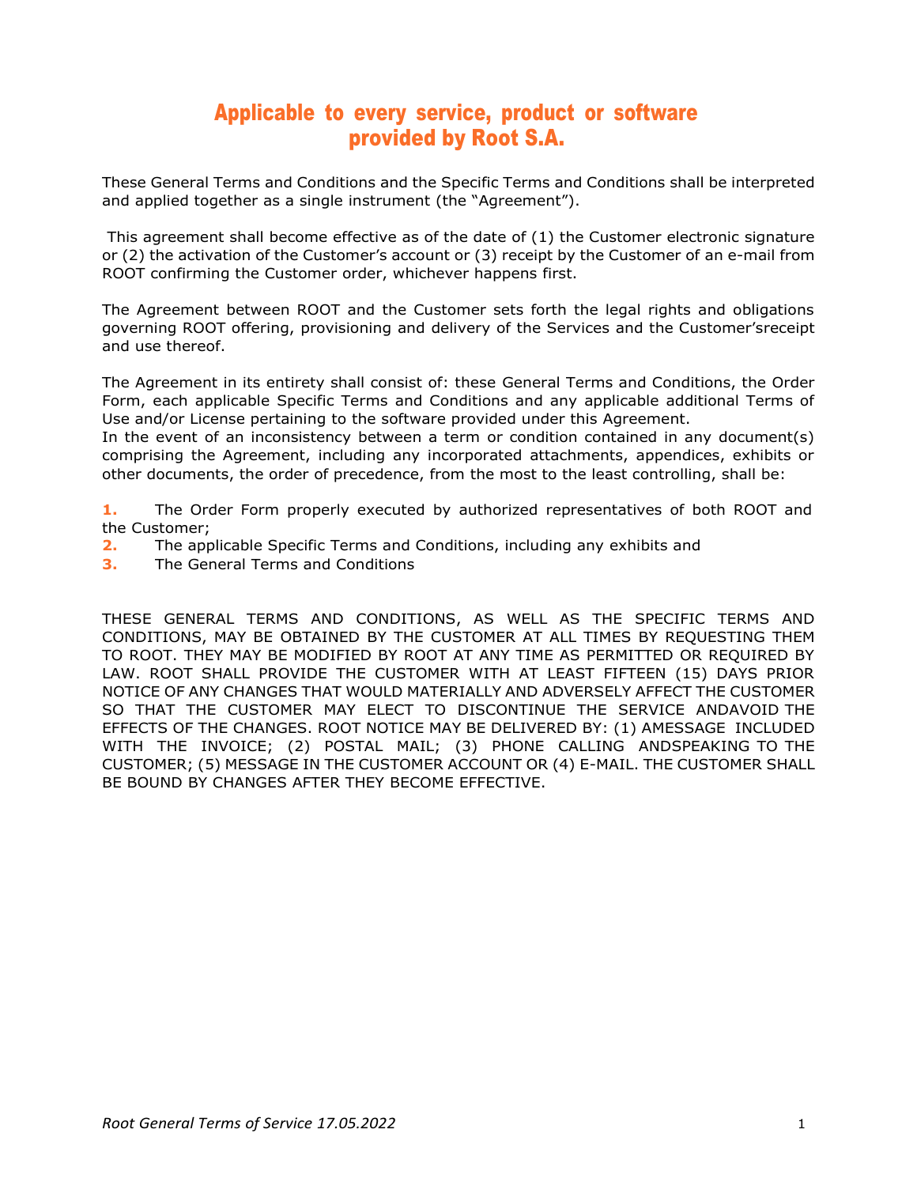# Applicable to every service, product or software provided by Root S.A.

These General Terms and Conditions and the Specific Terms and Conditions shall be interpreted and applied together as a single instrument (the "Agreement").

This agreement shall become effective as of the date of (1) the Customer electronic signature or (2) the activation of the Customer's account or (3) receipt by the Customer of an e-mail from ROOT confirming the Customer order, whichever happens first.

The Agreement between ROOT and the Customer sets forth the legal rights and obligations governing ROOT offering, provisioning and delivery of the Services and the Customer'sreceipt and use thereof.

The Agreement in its entirety shall consist of: these General Terms and Conditions, the Order Form, each applicable Specific Terms and Conditions and any applicable additional Terms of Use and/or License pertaining to the software provided under this Agreement.
In the event of an inconsistency between a term or condition contained in any document(s) comprising the Agreement, including any incorporated attachments, appendices, exhibits or other documents, the order of precedence, from the most to the least controlling, shall be:

1. The Order Form properly executed by authorized representatives of both ROOT and the Customer;
2. The applicable Specific Terms and Conditions, including any exhibits and
3. The General Terms and Conditions

THESE GENERAL TERMS AND CONDITIONS, AS WELL AS THE SPECIFIC TERMS AND CONDITIONS, MAY BE OBTAINED BY THE CUSTOMER AT ALL TIMES BY REQUESTING THEM TO ROOT. THEY MAY BE MODIFIED BY ROOT AT ANY TIME AS PERMITTED OR REQUIRED BY LAW. ROOT SHALL PROVIDE THE CUSTOMER WITH AT LEAST FIFTEEN (15) DAYS PRIOR NOTICE OF ANY CHANGES THAT WOULD MATERIALLY AND ADVERSELY AFFECT THE CUSTOMER SO THAT THE CUSTOMER MAY ELECT TO DISCONTINUE THE SERVICE ANDAVOID THE EFFECTS OF THE CHANGES. ROOT NOTICE MAY BE DELIVERED BY: (1) AMESSAGE INCLUDED WITH THE INVOICE; (2) POSTAL MAIL; (3) PHONE CALLING ANDSPEAKING TO THE CUSTOMER; (5) MESSAGE IN THE CUSTOMER ACCOUNT OR (4) E-MAIL. THE CUSTOMER SHALL BE BOUND BY CHANGES AFTER THEY BECOME EFFECTIVE.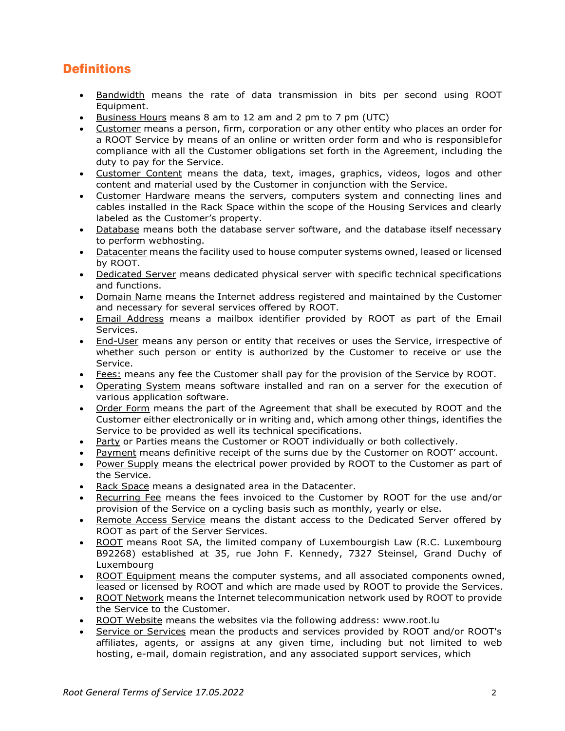## Definitions

- Bandwidth means the rate of data transmission in bits per second using ROOT Equipment.
- Business Hours means 8 am to 12 am and 2 pm to 7 pm (UTC)
- Customer means a person, firm, corporation or any other entity who places an order for a ROOT Service by means of an online or written order form and who is responsiblefor compliance with all the Customer obligations set forth in the Agreement, including the duty to pay for the Service.
- Customer Content means the data, text, images, graphics, videos, logos and other content and material used by the Customer in conjunction with the Service.
- Customer Hardware means the servers, computers system and connecting lines and cables installed in the Rack Space within the scope of the Housing Services and clearly labeled as the Customer's property.
- Database means both the database server software, and the database itself necessary to perform webhosting.
- Datacenter means the facility used to house computer systems owned, leased or licensed by ROOT.
- Dedicated Server means dedicated physical server with specific technical specifications and functions.
- Domain Name means the Internet address registered and maintained by the Customer and necessary for several services offered by ROOT.
- Email Address means a mailbox identifier provided by ROOT as part of the Email Services.
- End-User means any person or entity that receives or uses the Service, irrespective of whether such person or entity is authorized by the Customer to receive or use the Service.
- Fees: means any fee the Customer shall pay for the provision of the Service by ROOT.
- Operating System means software installed and ran on a server for the execution of various application software.
- Order Form means the part of the Agreement that shall be executed by ROOT and the Customer either electronically or in writing and, which among other things, identifies the Service to be provided as well its technical specifications.
- Party or Parties means the Customer or ROOT individually or both collectively.
- Payment means definitive receipt of the sums due by the Customer on ROOT' account.
- Power Supply means the electrical power provided by ROOT to the Customer as part of the Service.
- Rack Space means a designated area in the Datacenter.
- Recurring Fee means the fees invoiced to the Customer by ROOT for the use and/or provision of the Service on a cycling basis such as monthly, yearly or else.
- Remote Access Service means the distant access to the Dedicated Server offered by ROOT as part of the Server Services.
- ROOT means Root SA, the limited company of Luxembourgish Law (R.C. Luxembourg B92268) established at 35, rue John F. Kennedy, 7327 Steinsel, Grand Duchy of Luxembourg
- ROOT Equipment means the computer systems, and all associated components owned, leased or licensed by ROOT and which are made used by ROOT to provide the Services.
- ROOT Network means the Internet telecommunication network used by ROOT to provide the Service to the Customer.
- ROOT Website means the websites via the following address: www.root.lu
- Service or Services mean the products and services provided by ROOT and/or ROOT's affiliates, agents, or assigns at any given time, including but not limited to web hosting, e-mail, domain registration, and any associated support services, which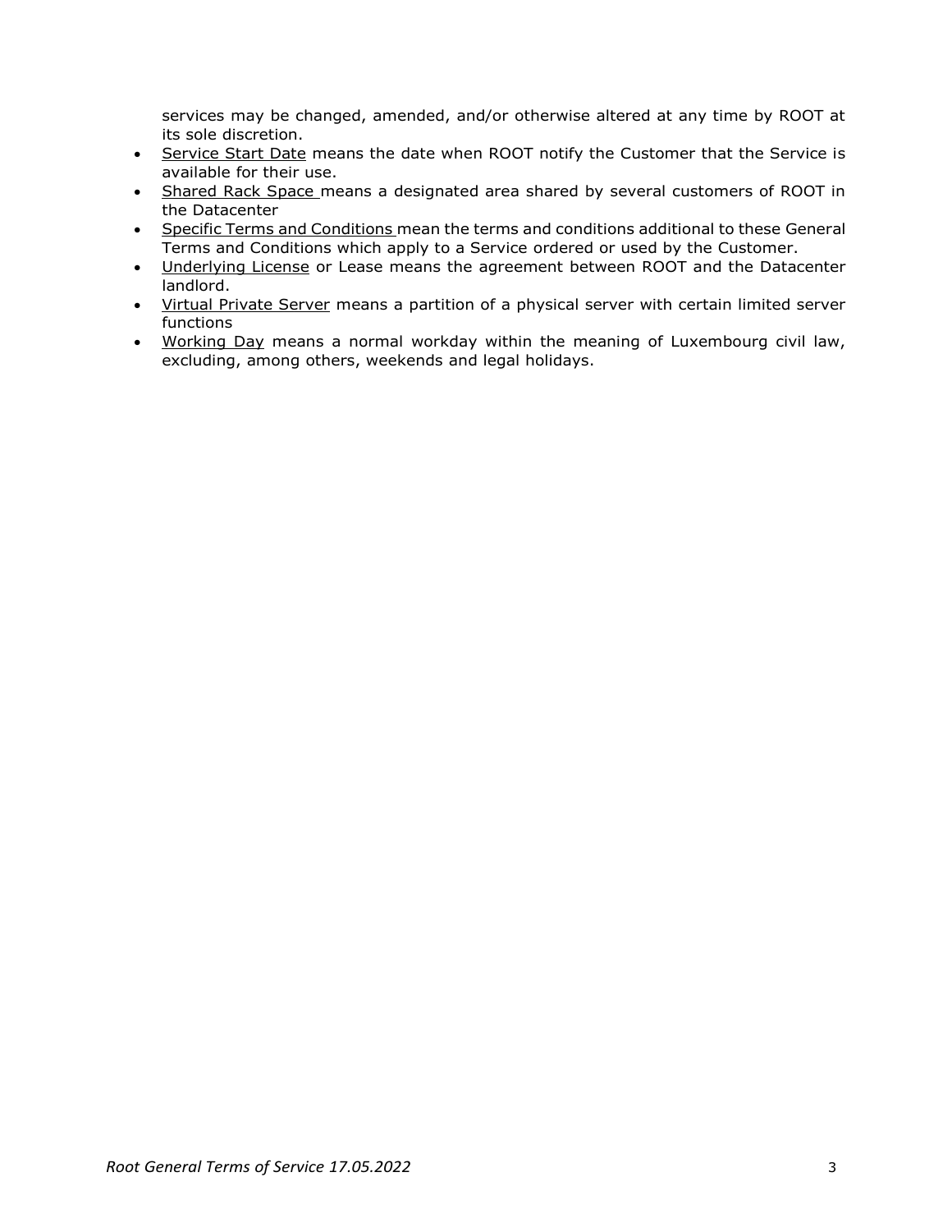services may be changed, amended, and/or otherwise altered at any time by ROOT at its sole discretion.

- Service Start Date means the date when ROOT notify the Customer that the Service is available for their use.
- Shared Rack Space means a designated area shared by several customers of ROOT in the Datacenter
- Specific Terms and Conditions mean the terms and conditions additional to these General Terms and Conditions which apply to a Service ordered or used by the Customer.
- Underlying License or Lease means the agreement between ROOT and the Datacenter landlord.
- Virtual Private Server means a partition of a physical server with certain limited server functions
- Working Day means a normal workday within the meaning of Luxembourg civil law, excluding, among others, weekends and legal holidays.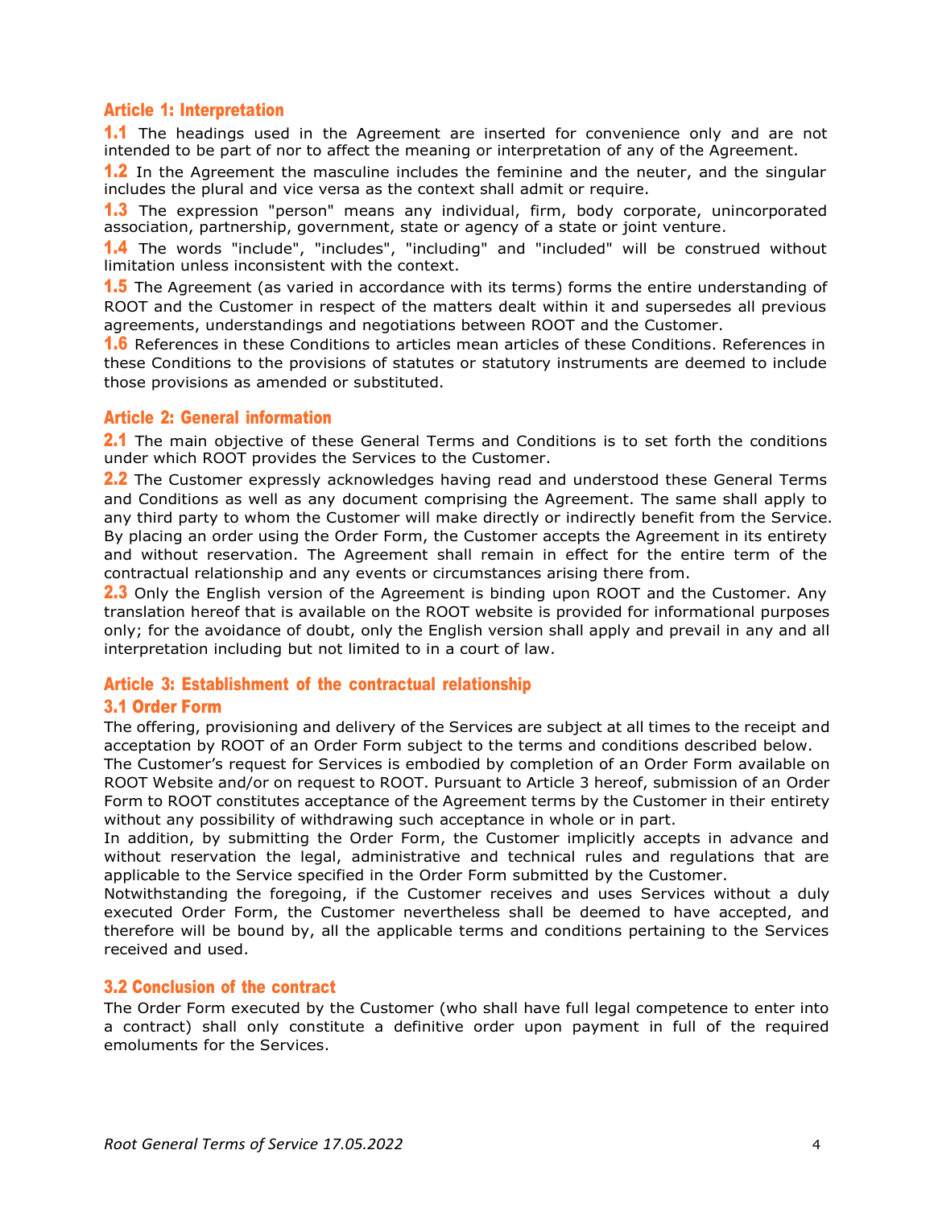## Article 1: Interpretation

**1.1** The headings used in the Agreement are inserted for convenience only and are not intended to be part of nor to affect the meaning or interpretation of any of the Agreement.

**1.2** In the Agreement the masculine includes the feminine and the neuter, and the singular includes the plural and vice versa as the context shall admit or require.

**1.3** The expression "person" means any individual, firm, body corporate, unincorporated association, partnership, government, state or agency of a state or joint venture.

**1.4** The words "include", "includes", "including" and "included" will be construed without limitation unless inconsistent with the context.

**1.5** The Agreement (as varied in accordance with its terms) forms the entire understanding of ROOT and the Customer in respect of the matters dealt within it and supersedes all previous agreements, understandings and negotiations between ROOT and the Customer.

**1.6** References in these Conditions to articles mean articles of these Conditions. References in these Conditions to the provisions of statutes or statutory instruments are deemed to include those provisions as amended or substituted.

## Article 2: General information

**2.1** The main objective of these General Terms and Conditions is to set forth the conditions under which ROOT provides the Services to the Customer.

**2.2** The Customer expressly acknowledges having read and understood these General Terms and Conditions as well as any document comprising the Agreement. The same shall apply to any third party to whom the Customer will make directly or indirectly benefit from the Service. By placing an order using the Order Form, the Customer accepts the Agreement in its entirety and without reservation. The Agreement shall remain in effect for the entire term of the contractual relationship and any events or circumstances arising there from.

**2.3** Only the English version of the Agreement is binding upon ROOT and the Customer. Any translation hereof that is available on the ROOT website is provided for informational purposes only; for the avoidance of doubt, only the English version shall apply and prevail in any and all interpretation including but not limited to in a court of law.

## Article 3: Establishment of the contractual relationship

### 3.1 Order Form

The offering, provisioning and delivery of the Services are subject at all times to the receipt and acceptation by ROOT of an Order Form subject to the terms and conditions described below.

The Customer's request for Services is embodied by completion of an Order Form available on ROOT Website and/or on request to ROOT. Pursuant to Article 3 hereof, submission of an Order Form to ROOT constitutes acceptance of the Agreement terms by the Customer in their entirety without any possibility of withdrawing such acceptance in whole or in part.

In addition, by submitting the Order Form, the Customer implicitly accepts in advance and without reservation the legal, administrative and technical rules and regulations that are applicable to the Service specified in the Order Form submitted by the Customer.

Notwithstanding the foregoing, if the Customer receives and uses Services without a duly executed Order Form, the Customer nevertheless shall be deemed to have accepted, and therefore will be bound by, all the applicable terms and conditions pertaining to the Services received and used.

### 3.2 Conclusion of the contract

The Order Form executed by the Customer (who shall have full legal competence to enter into a contract) shall only constitute a definitive order upon payment in full of the required emoluments for the Services.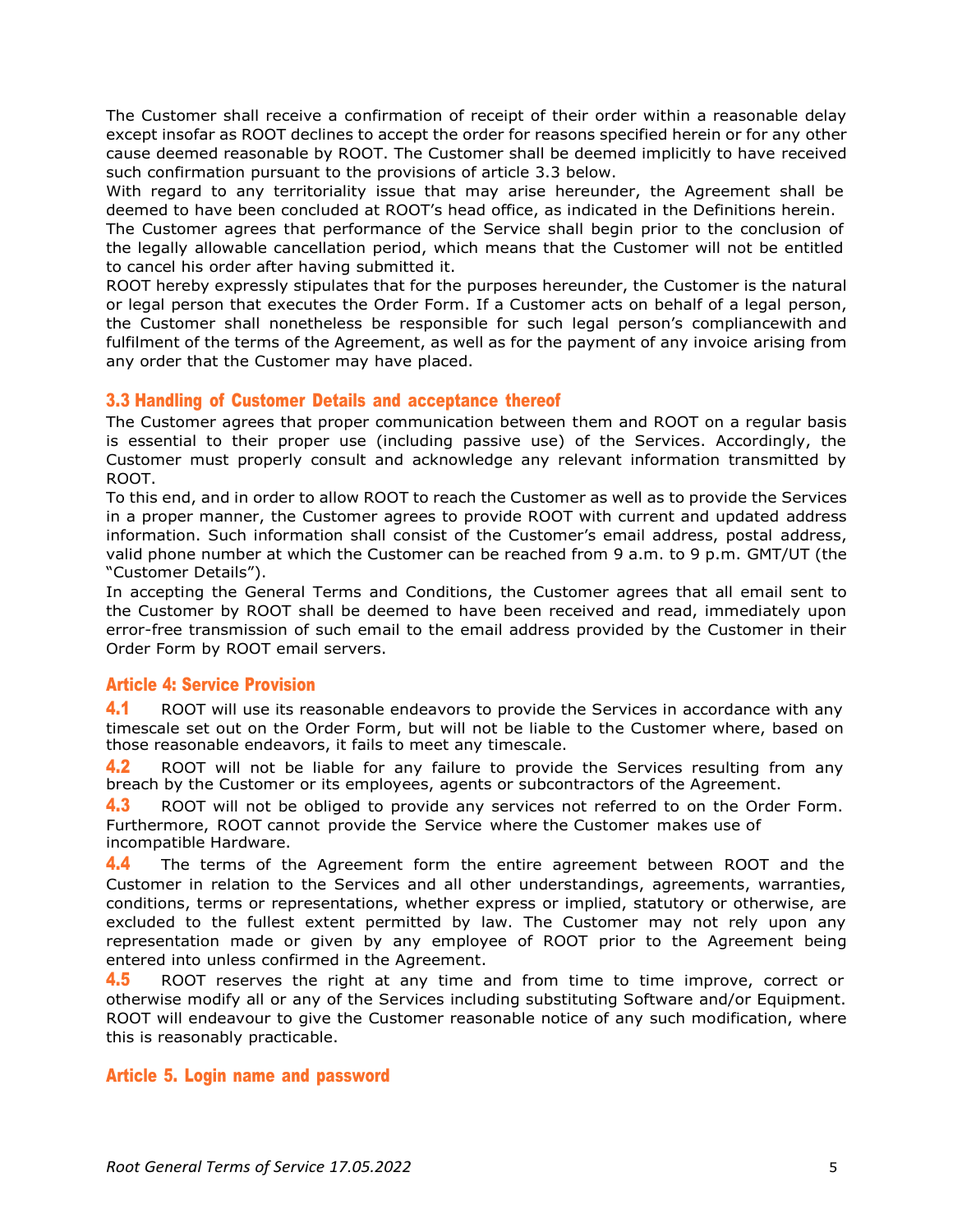The Customer shall receive a confirmation of receipt of their order within a reasonable delay except insofar as ROOT declines to accept the order for reasons specified herein or for any other cause deemed reasonable by ROOT. The Customer shall be deemed implicitly to have received such confirmation pursuant to the provisions of article 3.3 below.

With regard to any territoriality issue that may arise hereunder, the Agreement shall be deemed to have been concluded at ROOT's head office, as indicated in the Definitions herein.

The Customer agrees that performance of the Service shall begin prior to the conclusion of the legally allowable cancellation period, which means that the Customer will not be entitled to cancel his order after having submitted it.

ROOT hereby expressly stipulates that for the purposes hereunder, the Customer is the natural or legal person that executes the Order Form. If a Customer acts on behalf of a legal person, the Customer shall nonetheless be responsible for such legal person's compliancewith and fulfilment of the terms of the Agreement, as well as for the payment of any invoice arising from any order that the Customer may have placed.

### 3.3 Handling of Customer Details and acceptance thereof

The Customer agrees that proper communication between them and ROOT on a regular basis is essential to their proper use (including passive use) of the Services. Accordingly, the Customer must properly consult and acknowledge any relevant information transmitted by ROOT.

To this end, and in order to allow ROOT to reach the Customer as well as to provide the Services in a proper manner, the Customer agrees to provide ROOT with current and updated address information. Such information shall consist of the Customer's email address, postal address, valid phone number at which the Customer can be reached from 9 a.m. to 9 p.m. GMT/UT (the "Customer Details").

In accepting the General Terms and Conditions, the Customer agrees that all email sent to the Customer by ROOT shall be deemed to have been received and read, immediately upon error-free transmission of such email to the email address provided by the Customer in their Order Form by ROOT email servers.

## Article 4: Service Provision

**4.1** ROOT will use its reasonable endeavors to provide the Services in accordance with any timescale set out on the Order Form, but will not be liable to the Customer where, based on those reasonable endeavors, it fails to meet any timescale.

**4.2** ROOT will not be liable for any failure to provide the Services resulting from any breach by the Customer or its employees, agents or subcontractors of the Agreement.

**4.3** ROOT will not be obliged to provide any services not referred to on the Order Form. Furthermore, ROOT cannot provide the Service where the Customer makes use of incompatible Hardware.

**4.4** The terms of the Agreement form the entire agreement between ROOT and the Customer in relation to the Services and all other understandings, agreements, warranties, conditions, terms or representations, whether express or implied, statutory or otherwise, are excluded to the fullest extent permitted by law. The Customer may not rely upon any representation made or given by any employee of ROOT prior to the Agreement being entered into unless confirmed in the Agreement.

**4.5** ROOT reserves the right at any time and from time to time improve, correct or otherwise modify all or any of the Services including substituting Software and/or Equipment. ROOT will endeavour to give the Customer reasonable notice of any such modification, where this is reasonably practicable.

## Article 5. Login name and password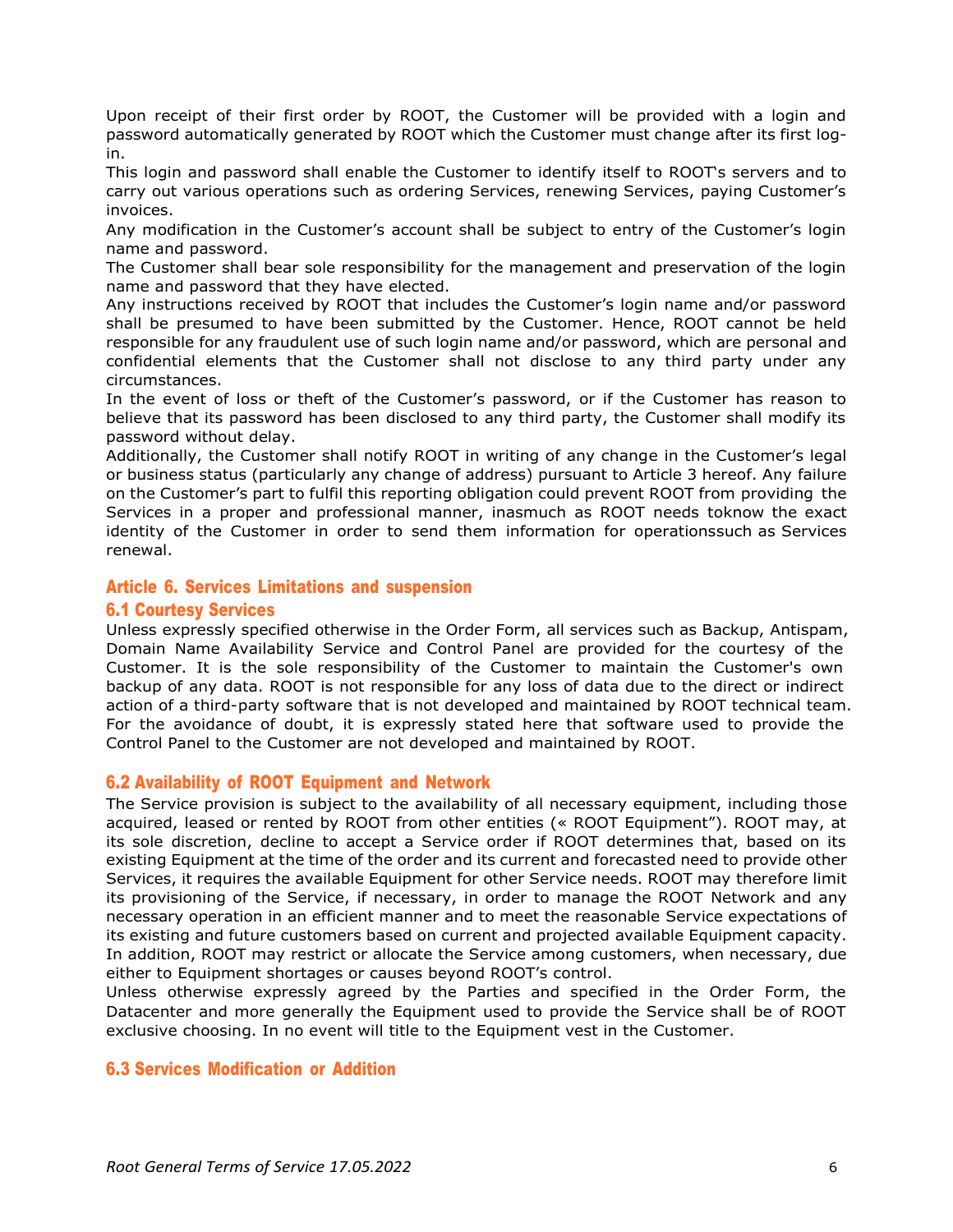Upon receipt of their first order by ROOT, the Customer will be provided with a login and password automatically generated by ROOT which the Customer must change after its first log-in.

This login and password shall enable the Customer to identify itself to ROOT's servers and to carry out various operations such as ordering Services, renewing Services, paying Customer's invoices.

Any modification in the Customer's account shall be subject to entry of the Customer's login name and password.

The Customer shall bear sole responsibility for the management and preservation of the login name and password that they have elected.

Any instructions received by ROOT that includes the Customer's login name and/or password shall be presumed to have been submitted by the Customer. Hence, ROOT cannot be held responsible for any fraudulent use of such login name and/or password, which are personal and confidential elements that the Customer shall not disclose to any third party under any circumstances.

In the event of loss or theft of the Customer's password, or if the Customer has reason to believe that its password has been disclosed to any third party, the Customer shall modify its password without delay.

Additionally, the Customer shall notify ROOT in writing of any change in the Customer's legal or business status (particularly any change of address) pursuant to Article 3 hereof. Any failure on the Customer's part to fulfil this reporting obligation could prevent ROOT from providing the Services in a proper and professional manner, inasmuch as ROOT needs toknow the exact identity of the Customer in order to send them information for operationssuch as Services renewal.

## Article 6. Services Limitations and suspension

### 6.1 Courtesy Services

Unless expressly specified otherwise in the Order Form, all services such as Backup, Antispam, Domain Name Availability Service and Control Panel are provided for the courtesy of the Customer. It is the sole responsibility of the Customer to maintain the Customer's own backup of any data. ROOT is not responsible for any loss of data due to the direct or indirect action of a third-party software that is not developed and maintained by ROOT technical team. For the avoidance of doubt, it is expressly stated here that software used to provide the Control Panel to the Customer are not developed and maintained by ROOT.

### 6.2 Availability of ROOT Equipment and Network

The Service provision is subject to the availability of all necessary equipment, including those acquired, leased or rented by ROOT from other entities (« ROOT Equipment"). ROOT may, at its sole discretion, decline to accept a Service order if ROOT determines that, based on its existing Equipment at the time of the order and its current and forecasted need to provide other Services, it requires the available Equipment for other Service needs. ROOT may therefore limit its provisioning of the Service, if necessary, in order to manage the ROOT Network and any necessary operation in an efficient manner and to meet the reasonable Service expectations of its existing and future customers based on current and projected available Equipment capacity. In addition, ROOT may restrict or allocate the Service among customers, when necessary, due either to Equipment shortages or causes beyond ROOT's control.

Unless otherwise expressly agreed by the Parties and specified in the Order Form, the Datacenter and more generally the Equipment used to provide the Service shall be of ROOT exclusive choosing. In no event will title to the Equipment vest in the Customer.

### 6.3 Services Modification or Addition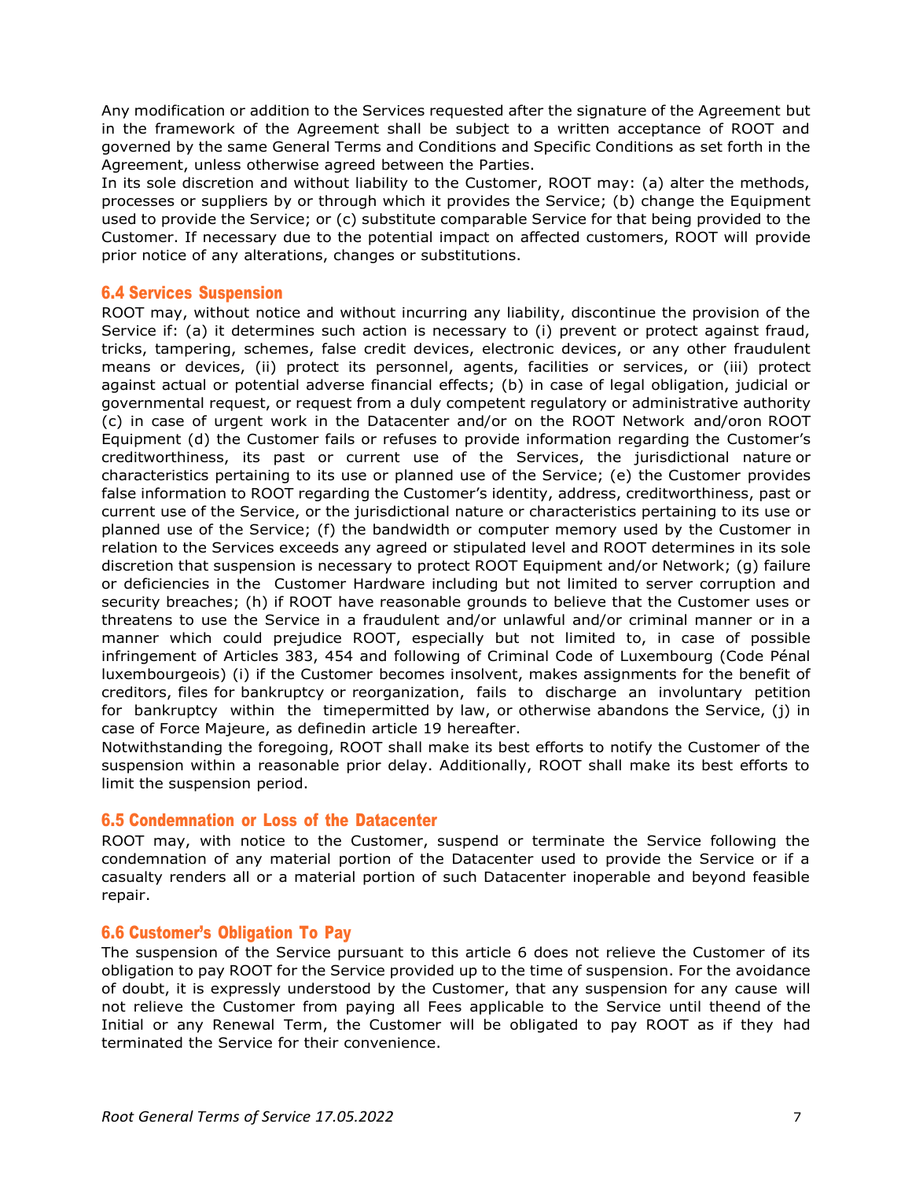Any modification or addition to the Services requested after the signature of the Agreement but in the framework of the Agreement shall be subject to a written acceptance of ROOT and governed by the same General Terms and Conditions and Specific Conditions as set forth in the Agreement, unless otherwise agreed between the Parties.

In its sole discretion and without liability to the Customer, ROOT may: (a) alter the methods, processes or suppliers by or through which it provides the Service; (b) change the Equipment used to provide the Service; or (c) substitute comparable Service for that being provided to the Customer. If necessary due to the potential impact on affected customers, ROOT will provide prior notice of any alterations, changes or substitutions.

### 6.4 Services Suspension

ROOT may, without notice and without incurring any liability, discontinue the provision of the Service if: (a) it determines such action is necessary to (i) prevent or protect against fraud, tricks, tampering, schemes, false credit devices, electronic devices, or any other fraudulent means or devices, (ii) protect its personnel, agents, facilities or services, or (iii) protect against actual or potential adverse financial effects; (b) in case of legal obligation, judicial or governmental request, or request from a duly competent regulatory or administrative authority (c) in case of urgent work in the Datacenter and/or on the ROOT Network and/oron ROOT Equipment (d) the Customer fails or refuses to provide information regarding the Customer's creditworthiness, its past or current use of the Services, the jurisdictional nature or characteristics pertaining to its use or planned use of the Service; (e) the Customer provides false information to ROOT regarding the Customer's identity, address, creditworthiness, past or current use of the Service, or the jurisdictional nature or characteristics pertaining to its use or planned use of the Service; (f) the bandwidth or computer memory used by the Customer in relation to the Services exceeds any agreed or stipulated level and ROOT determines in its sole discretion that suspension is necessary to protect ROOT Equipment and/or Network; (g) failure or deficiencies in the Customer Hardware including but not limited to server corruption and security breaches; (h) if ROOT have reasonable grounds to believe that the Customer uses or threatens to use the Service in a fraudulent and/or unlawful and/or criminal manner or in a manner which could prejudice ROOT, especially but not limited to, in case of possible infringement of Articles 383, 454 and following of Criminal Code of Luxembourg (Code Pénal luxembourgeois) (i) if the Customer becomes insolvent, makes assignments for the benefit of creditors, files for bankruptcy or reorganization, fails to discharge an involuntary petition for bankruptcy within the timepermitted by law, or otherwise abandons the Service, (j) in case of Force Majeure, as definedin article 19 hereafter.

Notwithstanding the foregoing, ROOT shall make its best efforts to notify the Customer of the suspension within a reasonable prior delay. Additionally, ROOT shall make its best efforts to limit the suspension period.

### 6.5 Condemnation or Loss of the Datacenter

ROOT may, with notice to the Customer, suspend or terminate the Service following the condemnation of any material portion of the Datacenter used to provide the Service or if a casualty renders all or a material portion of such Datacenter inoperable and beyond feasible repair.

### 6.6 Customer's Obligation To Pay

The suspension of the Service pursuant to this article 6 does not relieve the Customer of its obligation to pay ROOT for the Service provided up to the time of suspension. For the avoidance of doubt, it is expressly understood by the Customer, that any suspension for any cause will not relieve the Customer from paying all Fees applicable to the Service until theend of the Initial or any Renewal Term, the Customer will be obligated to pay ROOT as if they had terminated the Service for their convenience.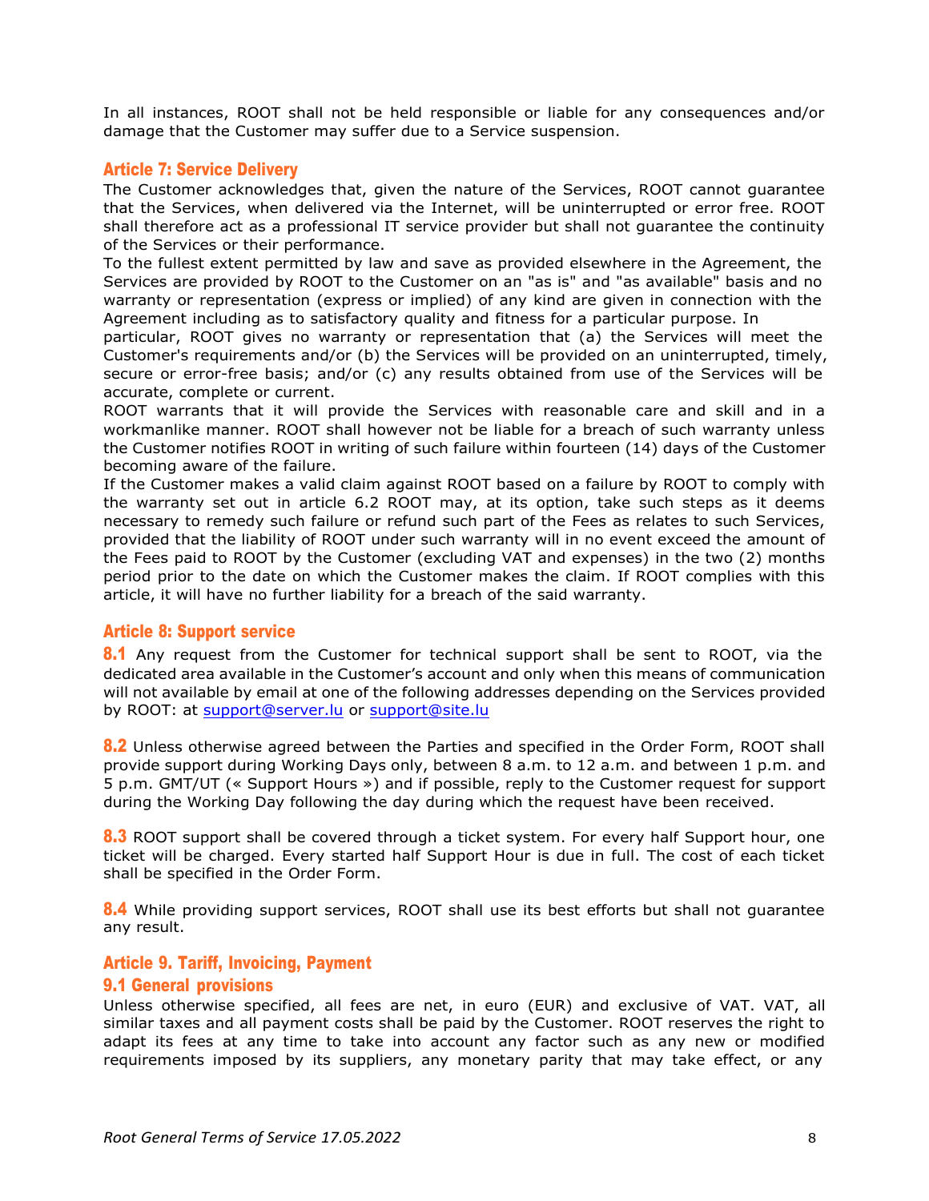In all instances, ROOT shall not be held responsible or liable for any consequences and/or damage that the Customer may suffer due to a Service suspension.

## Article 7: Service Delivery

The Customer acknowledges that, given the nature of the Services, ROOT cannot guarantee that the Services, when delivered via the Internet, will be uninterrupted or error free. ROOT shall therefore act as a professional IT service provider but shall not guarantee the continuity of the Services or their performance.

To the fullest extent permitted by law and save as provided elsewhere in the Agreement, the Services are provided by ROOT to the Customer on an "as is" and "as available" basis and no warranty or representation (express or implied) of any kind are given in connection with the Agreement including as to satisfactory quality and fitness for a particular purpose. In particular, ROOT gives no warranty or representation that (a) the Services will meet the Customer's requirements and/or (b) the Services will be provided on an uninterrupted, timely, secure or error-free basis; and/or (c) any results obtained from use of the Services will be accurate, complete or current.

ROOT warrants that it will provide the Services with reasonable care and skill and in a workmanlike manner. ROOT shall however not be liable for a breach of such warranty unless the Customer notifies ROOT in writing of such failure within fourteen (14) days of the Customer becoming aware of the failure.

If the Customer makes a valid claim against ROOT based on a failure by ROOT to comply with the warranty set out in article 6.2 ROOT may, at its option, take such steps as it deems necessary to remedy such failure or refund such part of the Fees as relates to such Services, provided that the liability of ROOT under such warranty will in no event exceed the amount of the Fees paid to ROOT by the Customer (excluding VAT and expenses) in the two (2) months period prior to the date on which the Customer makes the claim. If ROOT complies with this article, it will have no further liability for a breach of the said warranty.

## Article 8: Support service

**8.1** Any request from the Customer for technical support shall be sent to ROOT, via the dedicated area available in the Customer's account and only when this means of communication will not available by email at one of the following addresses depending on the Services provided by ROOT: at support@server.lu or support@site.lu

**8.2** Unless otherwise agreed between the Parties and specified in the Order Form, ROOT shall provide support during Working Days only, between 8 a.m. to 12 a.m. and between 1 p.m. and 5 p.m. GMT/UT (« Support Hours ») and if possible, reply to the Customer request for support during the Working Day following the day during which the request have been received.

**8.3** ROOT support shall be covered through a ticket system. For every half Support hour, one ticket will be charged. Every started half Support Hour is due in full. The cost of each ticket shall be specified in the Order Form.

**8.4** While providing support services, ROOT shall use its best efforts but shall not guarantee any result.

## Article 9. Tariff, Invoicing, Payment

### 9.1 General provisions

Unless otherwise specified, all fees are net, in euro (EUR) and exclusive of VAT. VAT, all similar taxes and all payment costs shall be paid by the Customer. ROOT reserves the right to adapt its fees at any time to take into account any factor such as any new or modified requirements imposed by its suppliers, any monetary parity that may take effect, or any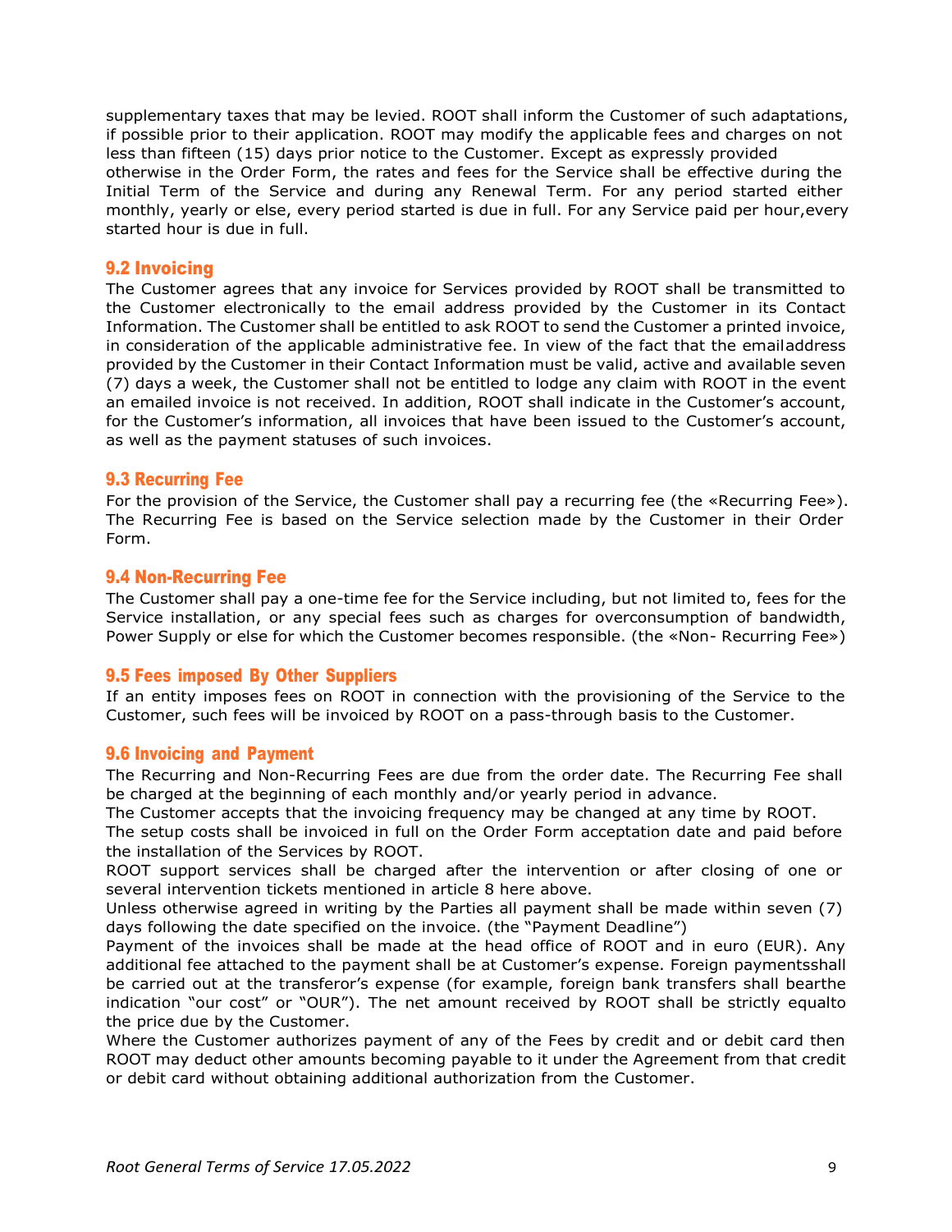supplementary taxes that may be levied. ROOT shall inform the Customer of such adaptations, if possible prior to their application. ROOT may modify the applicable fees and charges on not less than fifteen (15) days prior notice to the Customer. Except as expressly provided otherwise in the Order Form, the rates and fees for the Service shall be effective during the Initial Term of the Service and during any Renewal Term. For any period started either monthly, yearly or else, every period started is due in full. For any Service paid per hour,every started hour is due in full.

### 9.2 Invoicing

The Customer agrees that any invoice for Services provided by ROOT shall be transmitted to the Customer electronically to the email address provided by the Customer in its Contact Information. The Customer shall be entitled to ask ROOT to send the Customer a printed invoice, in consideration of the applicable administrative fee. In view of the fact that the emailaddress provided by the Customer in their Contact Information must be valid, active and available seven (7) days a week, the Customer shall not be entitled to lodge any claim with ROOT in the event an emailed invoice is not received. In addition, ROOT shall indicate in the Customer's account, for the Customer's information, all invoices that have been issued to the Customer's account, as well as the payment statuses of such invoices.

### 9.3 Recurring Fee

For the provision of the Service, the Customer shall pay a recurring fee (the «Recurring Fee»). The Recurring Fee is based on the Service selection made by the Customer in their Order Form.

### 9.4 Non-Recurring Fee

The Customer shall pay a one-time fee for the Service including, but not limited to, fees for the Service installation, or any special fees such as charges for overconsumption of bandwidth, Power Supply or else for which the Customer becomes responsible. (the «Non- Recurring Fee»)

### 9.5 Fees imposed By Other Suppliers

If an entity imposes fees on ROOT in connection with the provisioning of the Service to the Customer, such fees will be invoiced by ROOT on a pass-through basis to the Customer.

### 9.6 Invoicing and Payment

The Recurring and Non-Recurring Fees are due from the order date. The Recurring Fee shall be charged at the beginning of each monthly and/or yearly period in advance.

The Customer accepts that the invoicing frequency may be changed at any time by ROOT.

The setup costs shall be invoiced in full on the Order Form acceptation date and paid before the installation of the Services by ROOT.

ROOT support services shall be charged after the intervention or after closing of one or several intervention tickets mentioned in article 8 here above.

Unless otherwise agreed in writing by the Parties all payment shall be made within seven (7) days following the date specified on the invoice. (the "Payment Deadline")

Payment of the invoices shall be made at the head office of ROOT and in euro (EUR). Any additional fee attached to the payment shall be at Customer's expense. Foreign paymentsshall be carried out at the transferor's expense (for example, foreign bank transfers shall bearthe indication "our cost" or "OUR"). The net amount received by ROOT shall be strictly equalto the price due by the Customer.

Where the Customer authorizes payment of any of the Fees by credit and or debit card then ROOT may deduct other amounts becoming payable to it under the Agreement from that credit or debit card without obtaining additional authorization from the Customer.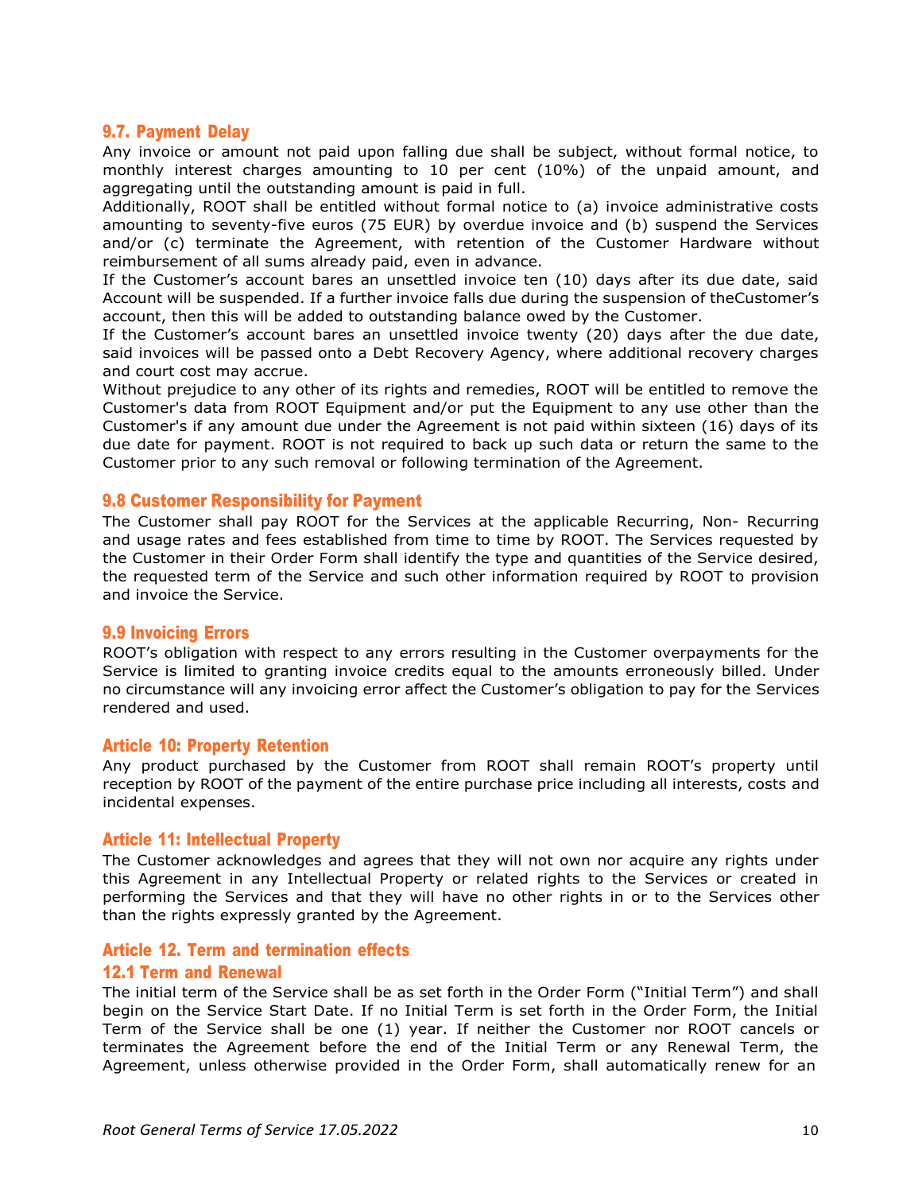### 9.7. Payment Delay

Any invoice or amount not paid upon falling due shall be subject, without formal notice, to monthly interest charges amounting to 10 per cent (10%) of the unpaid amount, and aggregating until the outstanding amount is paid in full.

Additionally, ROOT shall be entitled without formal notice to (a) invoice administrative costs amounting to seventy-five euros (75 EUR) by overdue invoice and (b) suspend the Services and/or (c) terminate the Agreement, with retention of the Customer Hardware without reimbursement of all sums already paid, even in advance.

If the Customer's account bares an unsettled invoice ten (10) days after its due date, said Account will be suspended. If a further invoice falls due during the suspension of theCustomer's account, then this will be added to outstanding balance owed by the Customer.

If the Customer's account bares an unsettled invoice twenty (20) days after the due date, said invoices will be passed onto a Debt Recovery Agency, where additional recovery charges and court cost may accrue.

Without prejudice to any other of its rights and remedies, ROOT will be entitled to remove the Customer's data from ROOT Equipment and/or put the Equipment to any use other than the Customer's if any amount due under the Agreement is not paid within sixteen (16) days of its due date for payment. ROOT is not required to back up such data or return the same to the Customer prior to any such removal or following termination of the Agreement.

### 9.8 Customer Responsibility for Payment

The Customer shall pay ROOT for the Services at the applicable Recurring, Non- Recurring and usage rates and fees established from time to time by ROOT. The Services requested by the Customer in their Order Form shall identify the type and quantities of the Service desired, the requested term of the Service and such other information required by ROOT to provision and invoice the Service.

### 9.9 Invoicing Errors

ROOT's obligation with respect to any errors resulting in the Customer overpayments for the Service is limited to granting invoice credits equal to the amounts erroneously billed. Under no circumstance will any invoicing error affect the Customer's obligation to pay for the Services rendered and used.

## Article 10: Property Retention

Any product purchased by the Customer from ROOT shall remain ROOT's property until reception by ROOT of the payment of the entire purchase price including all interests, costs and incidental expenses.

## Article 11: Intellectual Property

The Customer acknowledges and agrees that they will not own nor acquire any rights under this Agreement in any Intellectual Property or related rights to the Services or created in performing the Services and that they will have no other rights in or to the Services other than the rights expressly granted by the Agreement.

## Article 12. Term and termination effects

### 12.1 Term and Renewal

The initial term of the Service shall be as set forth in the Order Form ("Initial Term") and shall begin on the Service Start Date. If no Initial Term is set forth in the Order Form, the Initial Term of the Service shall be one (1) year. If neither the Customer nor ROOT cancels or terminates the Agreement before the end of the Initial Term or any Renewal Term, the Agreement, unless otherwise provided in the Order Form, shall automatically renew for an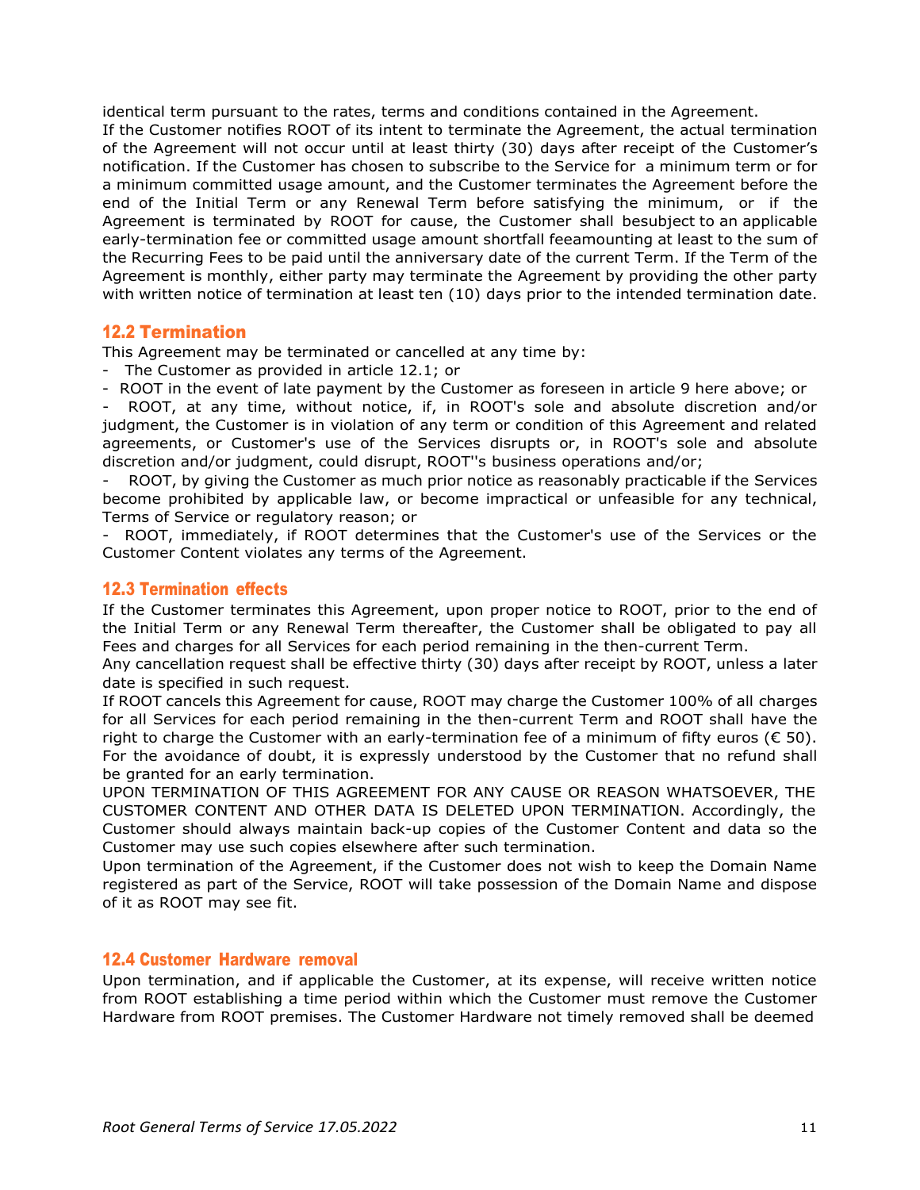identical term pursuant to the rates, terms and conditions contained in the Agreement.
If the Customer notifies ROOT of its intent to terminate the Agreement, the actual termination of the Agreement will not occur until at least thirty (30) days after receipt of the Customer's notification. If the Customer has chosen to subscribe to the Service for a minimum term or for a minimum committed usage amount, and the Customer terminates the Agreement before the end of the Initial Term or any Renewal Term before satisfying the minimum, or if the Agreement is terminated by ROOT for cause, the Customer shall besubject to an applicable early-termination fee or committed usage amount shortfall feeamounting at least to the sum of the Recurring Fees to be paid until the anniversary date of the current Term. If the Term of the Agreement is monthly, either party may terminate the Agreement by providing the other party with written notice of termination at least ten (10) days prior to the intended termination date.

### 12.2 Termination

This Agreement may be terminated or cancelled at any time by:

- The Customer as provided in article 12.1; or
- ROOT in the event of late payment by the Customer as foreseen in article 9 here above; or
- ROOT, at any time, without notice, if, in ROOT's sole and absolute discretion and/or judgment, the Customer is in violation of any term or condition of this Agreement and related agreements, or Customer's use of the Services disrupts or, in ROOT's sole and absolute discretion and/or judgment, could disrupt, ROOT''s business operations and/or;
- ROOT, by giving the Customer as much prior notice as reasonably practicable if the Services become prohibited by applicable law, or become impractical or unfeasible for any technical, Terms of Service or regulatory reason; or
- ROOT, immediately, if ROOT determines that the Customer's use of the Services or the Customer Content violates any terms of the Agreement.

### 12.3 Termination effects

If the Customer terminates this Agreement, upon proper notice to ROOT, prior to the end of the Initial Term or any Renewal Term thereafter, the Customer shall be obligated to pay all Fees and charges for all Services for each period remaining in the then-current Term.
Any cancellation request shall be effective thirty (30) days after receipt by ROOT, unless a later date is specified in such request.
If ROOT cancels this Agreement for cause, ROOT may charge the Customer 100% of all charges for all Services for each period remaining in the then-current Term and ROOT shall have the right to charge the Customer with an early-termination fee of a minimum of fifty euros (€ 50).
For the avoidance of doubt, it is expressly understood by the Customer that no refund shall be granted for an early termination.
UPON TERMINATION OF THIS AGREEMENT FOR ANY CAUSE OR REASON WHATSOEVER, THE CUSTOMER CONTENT AND OTHER DATA IS DELETED UPON TERMINATION. Accordingly, the Customer should always maintain back-up copies of the Customer Content and data so the Customer may use such copies elsewhere after such termination.
Upon termination of the Agreement, if the Customer does not wish to keep the Domain Name registered as part of the Service, ROOT will take possession of the Domain Name and dispose of it as ROOT may see fit.

### 12.4 Customer Hardware removal

Upon termination, and if applicable the Customer, at its expense, will receive written notice from ROOT establishing a time period within which the Customer must remove the Customer Hardware from ROOT premises. The Customer Hardware not timely removed shall be deemed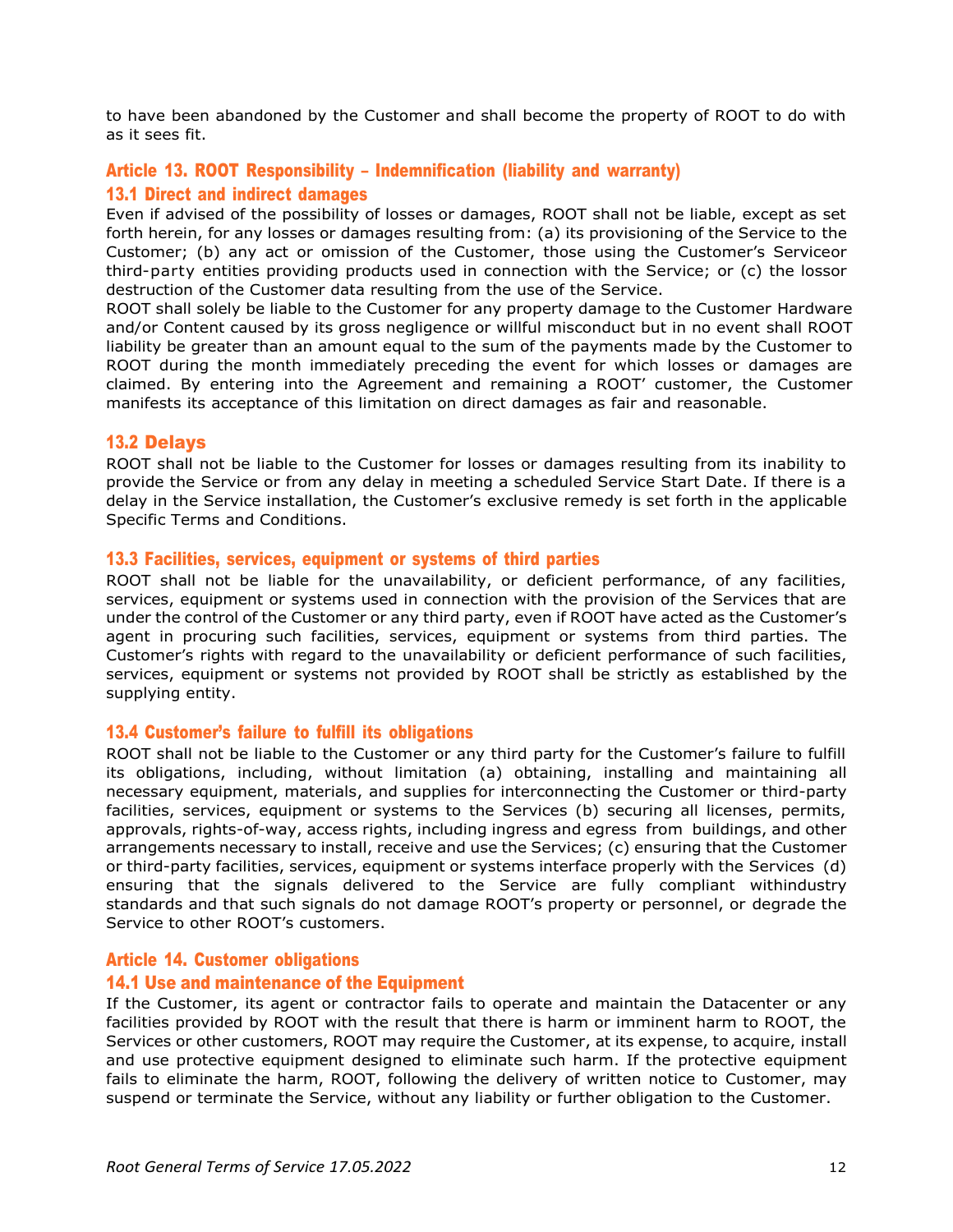to have been abandoned by the Customer and shall become the property of ROOT to do with as it sees fit.

## Article 13. ROOT Responsibility – Indemnification (liability and warranty)

### 13.1 Direct and indirect damages

Even if advised of the possibility of losses or damages, ROOT shall not be liable, except as set forth herein, for any losses or damages resulting from: (a) its provisioning of the Service to the Customer; (b) any act or omission of the Customer, those using the Customer's Serviceor third-party entities providing products used in connection with the Service; or (c) the lossor destruction of the Customer data resulting from the use of the Service.

ROOT shall solely be liable to the Customer for any property damage to the Customer Hardware and/or Content caused by its gross negligence or willful misconduct but in no event shall ROOT liability be greater than an amount equal to the sum of the payments made by the Customer to ROOT during the month immediately preceding the event for which losses or damages are claimed. By entering into the Agreement and remaining a ROOT' customer, the Customer manifests its acceptance of this limitation on direct damages as fair and reasonable.

### 13.2 Delays

ROOT shall not be liable to the Customer for losses or damages resulting from its inability to provide the Service or from any delay in meeting a scheduled Service Start Date. If there is a delay in the Service installation, the Customer's exclusive remedy is set forth in the applicable Specific Terms and Conditions.

### 13.3 Facilities, services, equipment or systems of third parties

ROOT shall not be liable for the unavailability, or deficient performance, of any facilities, services, equipment or systems used in connection with the provision of the Services that are under the control of the Customer or any third party, even if ROOT have acted as the Customer's agent in procuring such facilities, services, equipment or systems from third parties. The Customer's rights with regard to the unavailability or deficient performance of such facilities, services, equipment or systems not provided by ROOT shall be strictly as established by the supplying entity.

### 13.4 Customer's failure to fulfill its obligations

ROOT shall not be liable to the Customer or any third party for the Customer's failure to fulfill its obligations, including, without limitation (a) obtaining, installing and maintaining all necessary equipment, materials, and supplies for interconnecting the Customer or third-party facilities, services, equipment or systems to the Services (b) securing all licenses, permits, approvals, rights-of-way, access rights, including ingress and egress from buildings, and other arrangements necessary to install, receive and use the Services; (c) ensuring that the Customer or third-party facilities, services, equipment or systems interface properly with the Services (d) ensuring that the signals delivered to the Service are fully compliant withindustry standards and that such signals do not damage ROOT's property or personnel, or degrade the Service to other ROOT's customers.

## Article 14. Customer obligations

### 14.1 Use and maintenance of the Equipment

If the Customer, its agent or contractor fails to operate and maintain the Datacenter or any facilities provided by ROOT with the result that there is harm or imminent harm to ROOT, the Services or other customers, ROOT may require the Customer, at its expense, to acquire, install and use protective equipment designed to eliminate such harm. If the protective equipment fails to eliminate the harm, ROOT, following the delivery of written notice to Customer, may suspend or terminate the Service, without any liability or further obligation to the Customer.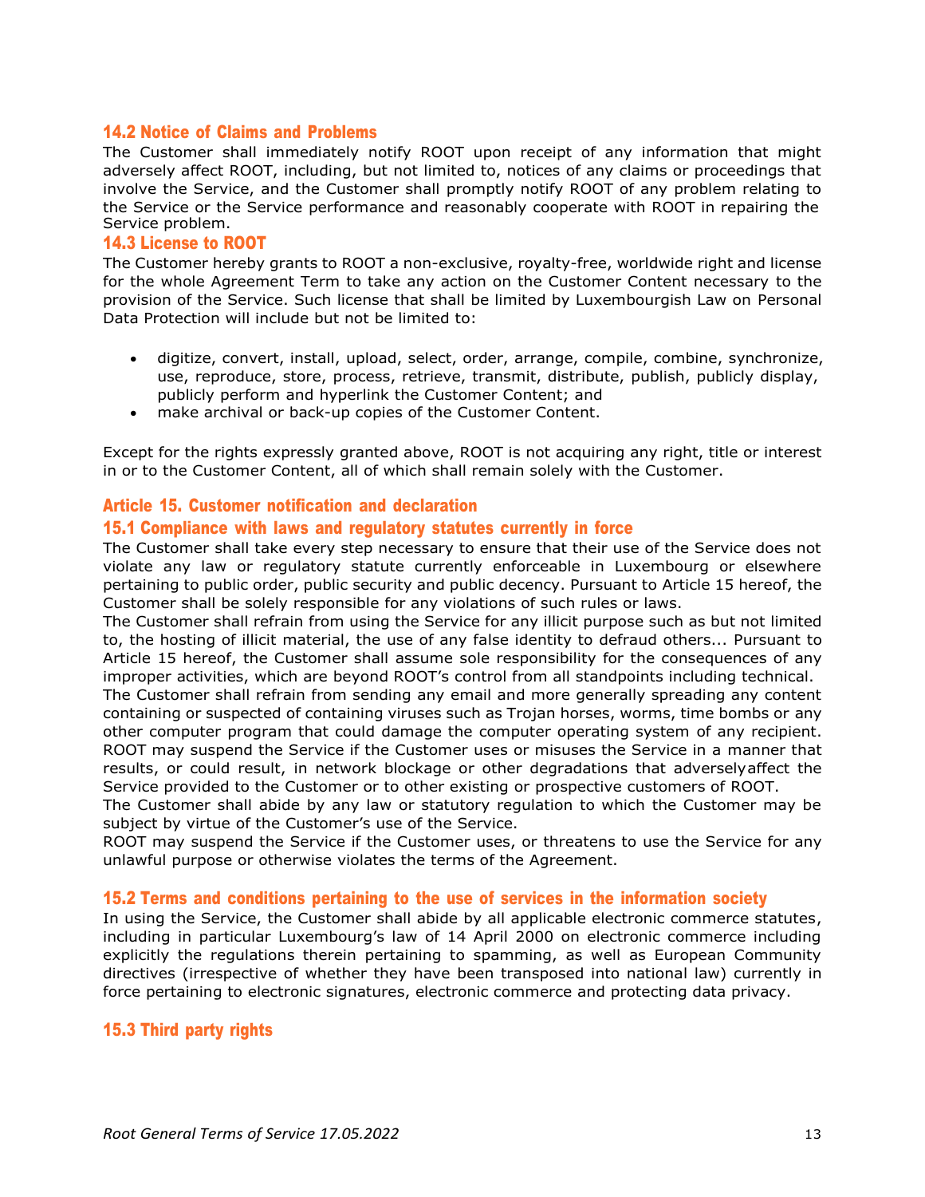### 14.2 Notice of Claims and Problems

The Customer shall immediately notify ROOT upon receipt of any information that might adversely affect ROOT, including, but not limited to, notices of any claims or proceedings that involve the Service, and the Customer shall promptly notify ROOT of any problem relating to the Service or the Service performance and reasonably cooperate with ROOT in repairing the Service problem.

### 14.3 License to ROOT

The Customer hereby grants to ROOT a non-exclusive, royalty-free, worldwide right and license for the whole Agreement Term to take any action on the Customer Content necessary to the provision of the Service. Such license that shall be limited by Luxembourgish Law on Personal Data Protection will include but not be limited to:

- digitize, convert, install, upload, select, order, arrange, compile, combine, synchronize, use, reproduce, store, process, retrieve, transmit, distribute, publish, publicly display, publicly perform and hyperlink the Customer Content; and
- make archival or back-up copies of the Customer Content.

Except for the rights expressly granted above, ROOT is not acquiring any right, title or interest in or to the Customer Content, all of which shall remain solely with the Customer.

## Article 15. Customer notification and declaration

### 15.1 Compliance with laws and regulatory statutes currently in force

The Customer shall take every step necessary to ensure that their use of the Service does not violate any law or regulatory statute currently enforceable in Luxembourg or elsewhere pertaining to public order, public security and public decency. Pursuant to Article 15 hereof, the Customer shall be solely responsible for any violations of such rules or laws.

The Customer shall refrain from using the Service for any illicit purpose such as but not limited to, the hosting of illicit material, the use of any false identity to defraud others... Pursuant to Article 15 hereof, the Customer shall assume sole responsibility for the consequences of any improper activities, which are beyond ROOT's control from all standpoints including technical.

The Customer shall refrain from sending any email and more generally spreading any content containing or suspected of containing viruses such as Trojan horses, worms, time bombs or any other computer program that could damage the computer operating system of any recipient. ROOT may suspend the Service if the Customer uses or misuses the Service in a manner that results, or could result, in network blockage or other degradations that adversely affect the Service provided to the Customer or to other existing or prospective customers of ROOT.

The Customer shall abide by any law or statutory regulation to which the Customer may be subject by virtue of the Customer's use of the Service.

ROOT may suspend the Service if the Customer uses, or threatens to use the Service for any unlawful purpose or otherwise violates the terms of the Agreement.

### 15.2 Terms and conditions pertaining to the use of services in the information society

In using the Service, the Customer shall abide by all applicable electronic commerce statutes, including in particular Luxembourg's law of 14 April 2000 on electronic commerce including explicitly the regulations therein pertaining to spamming, as well as European Community directives (irrespective of whether they have been transposed into national law) currently in force pertaining to electronic signatures, electronic commerce and protecting data privacy.

### 15.3 Third party rights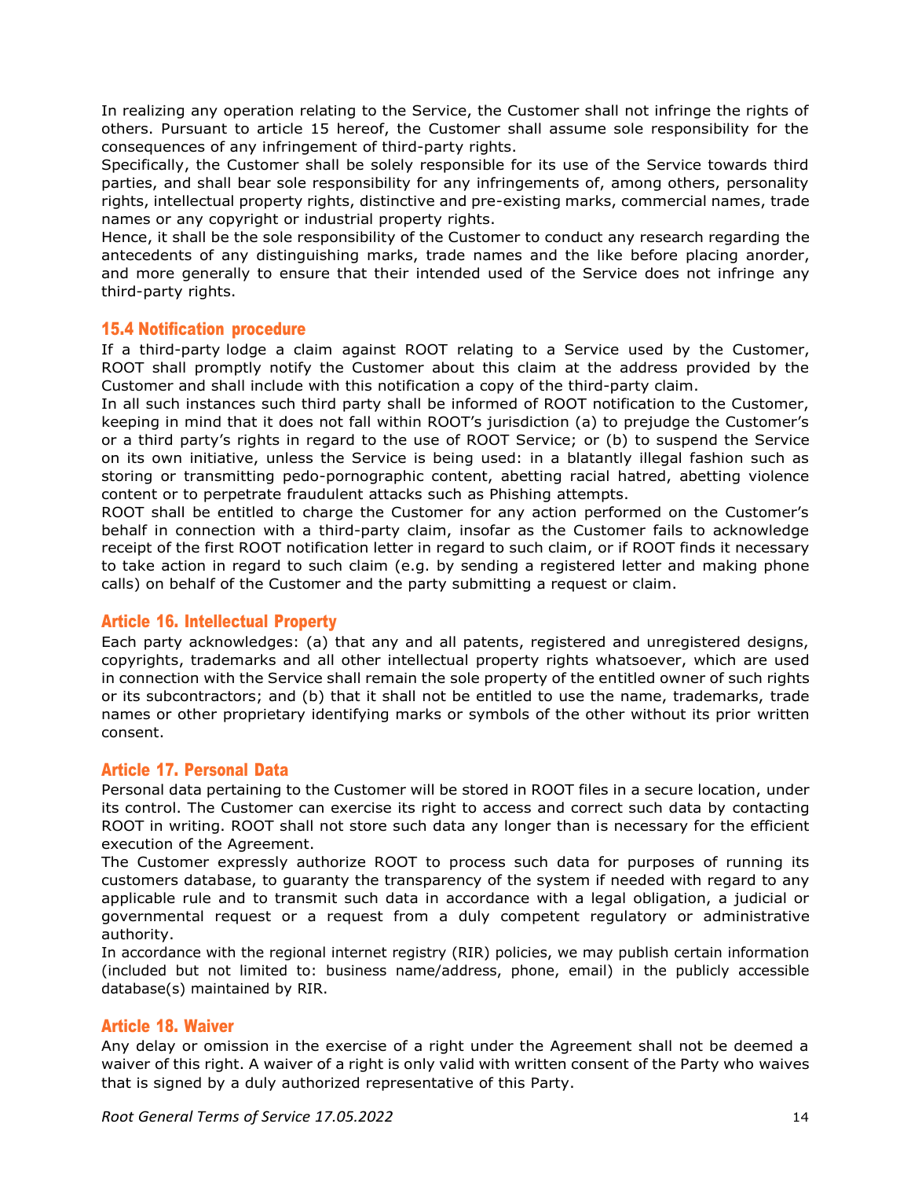In realizing any operation relating to the Service, the Customer shall not infringe the rights of others. Pursuant to article 15 hereof, the Customer shall assume sole responsibility for the consequences of any infringement of third-party rights.

Specifically, the Customer shall be solely responsible for its use of the Service towards third parties, and shall bear sole responsibility for any infringements of, among others, personality rights, intellectual property rights, distinctive and pre-existing marks, commercial names, trade names or any copyright or industrial property rights.

Hence, it shall be the sole responsibility of the Customer to conduct any research regarding the antecedents of any distinguishing marks, trade names and the like before placing anorder, and more generally to ensure that their intended used of the Service does not infringe any third-party rights.

### 15.4 Notification procedure

If a third-party lodge a claim against ROOT relating to a Service used by the Customer, ROOT shall promptly notify the Customer about this claim at the address provided by the Customer and shall include with this notification a copy of the third-party claim.

In all such instances such third party shall be informed of ROOT notification to the Customer, keeping in mind that it does not fall within ROOT's jurisdiction (a) to prejudge the Customer's or a third party's rights in regard to the use of ROOT Service; or (b) to suspend the Service on its own initiative, unless the Service is being used: in a blatantly illegal fashion such as storing or transmitting pedo-pornographic content, abetting racial hatred, abetting violence content or to perpetrate fraudulent attacks such as Phishing attempts.

ROOT shall be entitled to charge the Customer for any action performed on the Customer's behalf in connection with a third-party claim, insofar as the Customer fails to acknowledge receipt of the first ROOT notification letter in regard to such claim, or if ROOT finds it necessary to take action in regard to such claim (e.g. by sending a registered letter and making phone calls) on behalf of the Customer and the party submitting a request or claim.

## Article 16. Intellectual Property

Each party acknowledges: (a) that any and all patents, registered and unregistered designs, copyrights, trademarks and all other intellectual property rights whatsoever, which are used in connection with the Service shall remain the sole property of the entitled owner of such rights or its subcontractors; and (b) that it shall not be entitled to use the name, trademarks, trade names or other proprietary identifying marks or symbols of the other without its prior written consent.

## Article 17. Personal Data

Personal data pertaining to the Customer will be stored in ROOT files in a secure location, under its control. The Customer can exercise its right to access and correct such data by contacting ROOT in writing. ROOT shall not store such data any longer than is necessary for the efficient execution of the Agreement.

The Customer expressly authorize ROOT to process such data for purposes of running its customers database, to guaranty the transparency of the system if needed with regard to any applicable rule and to transmit such data in accordance with a legal obligation, a judicial or governmental request or a request from a duly competent regulatory or administrative authority.

In accordance with the regional internet registry (RIR) policies, we may publish certain information (included but not limited to: business name/address, phone, email) in the publicly accessible database(s) maintained by RIR.

## Article 18. Waiver

Any delay or omission in the exercise of a right under the Agreement shall not be deemed a waiver of this right. A waiver of a right is only valid with written consent of the Party who waives that is signed by a duly authorized representative of this Party.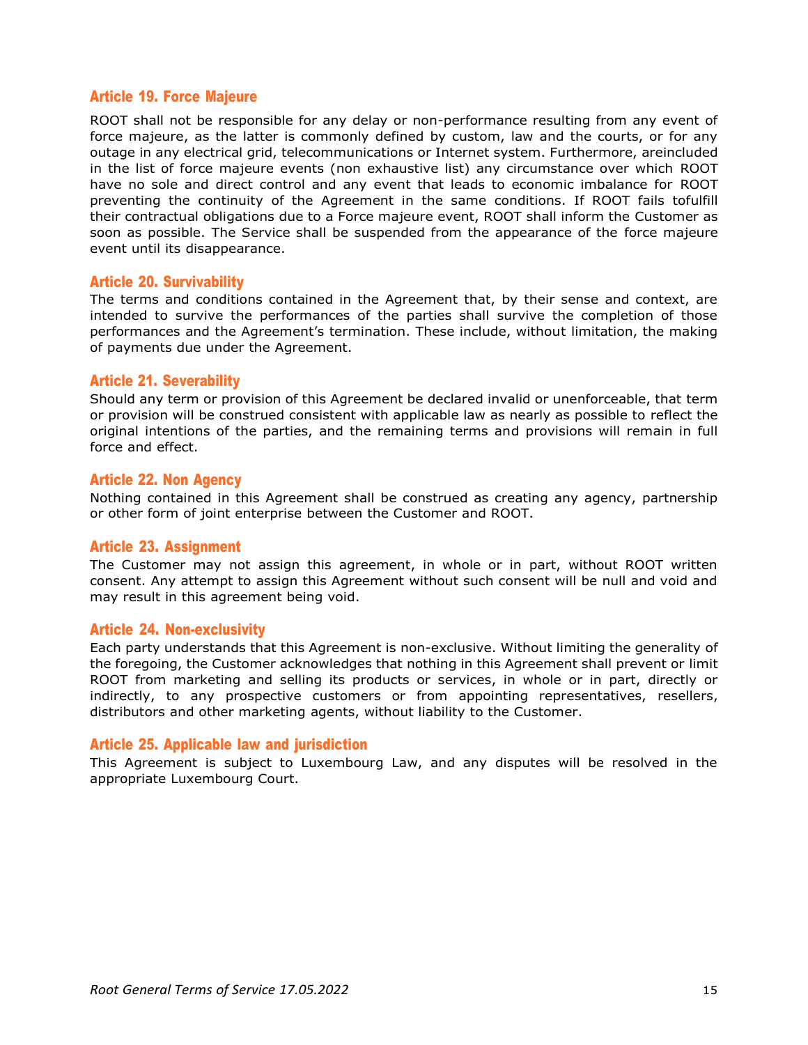## Article 19. Force Majeure

ROOT shall not be responsible for any delay or non-performance resulting from any event of force majeure, as the latter is commonly defined by custom, law and the courts, or for any outage in any electrical grid, telecommunications or Internet system. Furthermore, areincluded in the list of force majeure events (non exhaustive list) any circumstance over which ROOT have no sole and direct control and any event that leads to economic imbalance for ROOT preventing the continuity of the Agreement in the same conditions. If ROOT fails tofulfill their contractual obligations due to a Force majeure event, ROOT shall inform the Customer as soon as possible. The Service shall be suspended from the appearance of the force majeure event until its disappearance.

## Article 20. Survivability

The terms and conditions contained in the Agreement that, by their sense and context, are intended to survive the performances of the parties shall survive the completion of those performances and the Agreement's termination. These include, without limitation, the making of payments due under the Agreement.

## Article 21. Severability

Should any term or provision of this Agreement be declared invalid or unenforceable, that term or provision will be construed consistent with applicable law as nearly as possible to reflect the original intentions of the parties, and the remaining terms and provisions will remain in full force and effect.

## Article 22. Non Agency

Nothing contained in this Agreement shall be construed as creating any agency, partnership or other form of joint enterprise between the Customer and ROOT.

## Article 23. Assignment

The Customer may not assign this agreement, in whole or in part, without ROOT written consent. Any attempt to assign this Agreement without such consent will be null and void and may result in this agreement being void.

## Article 24. Non-exclusivity

Each party understands that this Agreement is non-exclusive. Without limiting the generality of the foregoing, the Customer acknowledges that nothing in this Agreement shall prevent or limit ROOT from marketing and selling its products or services, in whole or in part, directly or indirectly, to any prospective customers or from appointing representatives, resellers, distributors and other marketing agents, without liability to the Customer.

## Article 25. Applicable law and jurisdiction

This Agreement is subject to Luxembourg Law, and any disputes will be resolved in the appropriate Luxembourg Court.